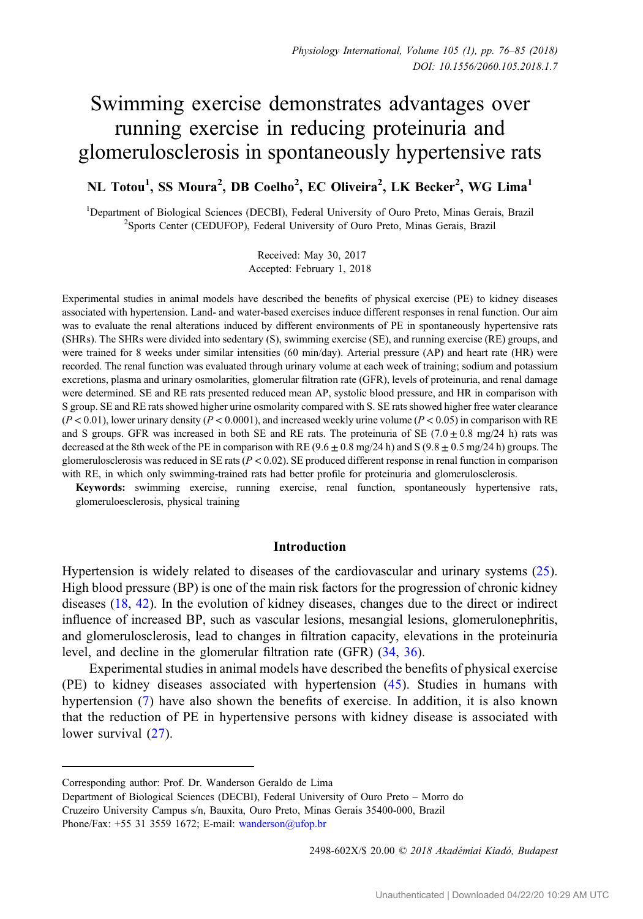# Swimming exercise demonstrates advantages over running exercise in reducing proteinuria and glomerulosclerosis in spontaneously hypertensive rats

**NL Totou[1], SS Moura[2], DB Coelho[2], EC Oliveira[2], LK Becker[2], WG Lima[1]**

[1]Department of Biological Sciences (DECBI), Federal University of Ouro Preto, Minas Gerais, Brazil
[2]Sports Center (CEDUFOP), Federal University of Ouro Preto, Minas Gerais, Brazil

Received: May 30, 2017
Accepted: February 1, 2018

Experimental studies in animal models have described the benefits of physical exercise (PE) to kidney diseases associated with hypertension. Land- and water-based exercises induce different responses in renal function. Our aim was to evaluate the renal alterations induced by different environments of PE in spontaneously hypertensive rats (SHRs). The SHRs were divided into sedentary (S), swimming exercise (SE), and running exercise (RE) groups, and were trained for 8 weeks under similar intensities (60 min/day). Arterial pressure (AP) and heart rate (HR) were recorded. The renal function was evaluated through urinary volume at each week of training; sodium and potassium excretions, plasma and urinary osmolarities, glomerular filtration rate (GFR), levels of proteinuria, and renal damage were determined. SE and RE rats presented reduced mean AP, systolic blood pressure, and HR in comparison with S group. SE and RE rats showed higher urine osmolarity compared with S. SE rats showed higher free water clearance ($P < 0.01$), lower urinary density ($P < 0.0001$), and increased weekly urine volume ($P < 0.05$) in comparison with RE and S groups. GFR was increased in both SE and RE rats. The proteinuria of SE ($7.0 \pm 0.8$ mg/24 h) rats was decreased at the 8th week of the PE in comparison with RE ($9.6 \pm 0.8$ mg/24 h) and S ($9.8 \pm 0.5$ mg/24 h) groups. The glomerulosclerosis was reduced in SE rats ($P < 0.02$). SE produced different response in renal function in comparison with RE, in which only swimming-trained rats had better profile for proteinuria and glomerulosclerosis.

**Keywords:** swimming exercise, running exercise, renal function, spontaneously hypertensive rats, glomeruloesclerosis, physical training

## Introduction

Hypertension is widely related to diseases of the cardiovascular and urinary systems (25). High blood pressure (BP) is one of the main risk factors for the progression of chronic kidney diseases (18, 42). In the evolution of kidney diseases, changes due to the direct or indirect influence of increased BP, such as vascular lesions, mesangial lesions, glomerulonephritis, and glomerulosclerosis, lead to changes in filtration capacity, elevations in the proteinuria level, and decline in the glomerular filtration rate (GFR) (34, 36).

Experimental studies in animal models have described the benefits of physical exercise (PE) to kidney diseases associated with hypertension (45). Studies in humans with hypertension (7) have also shown the benefits of exercise. In addition, it is also known that the reduction of PE in hypertensive persons with kidney disease is associated with lower survival (27).

Corresponding author: Prof. Dr. Wanderson Geraldo de Lima
Department of Biological Sciences (DECBI), Federal University of Ouro Preto – Morro do Cruzeiro University Campus s/n, Bauxita, Ouro Preto, Minas Gerais 35400-000, Brazil
Phone/Fax: +55 31 3559 1672; E-mail: wanderson@ufop.br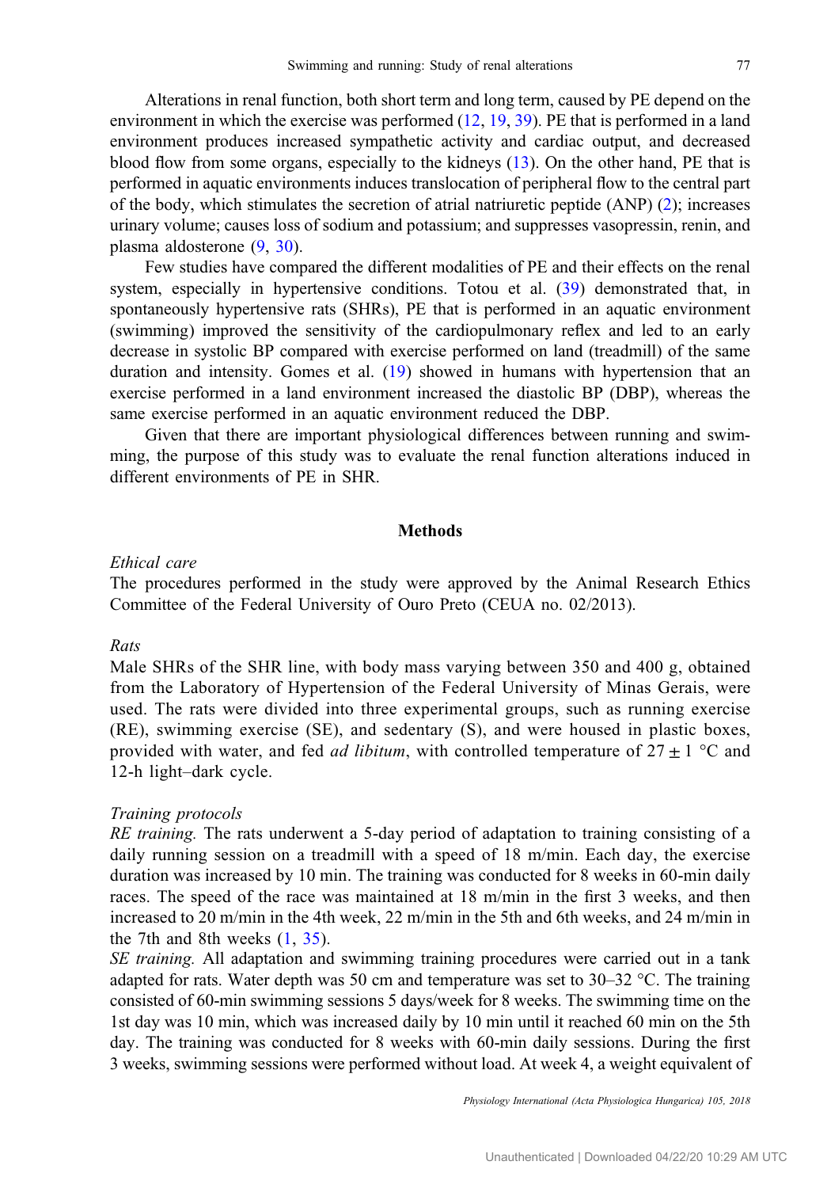Alterations in renal function, both short term and long term, caused by PE depend on the environment in which the exercise was performed (12, 19, 39). PE that is performed in a land environment produces increased sympathetic activity and cardiac output, and decreased blood flow from some organs, especially to the kidneys (13). On the other hand, PE that is performed in aquatic environments induces translocation of peripheral flow to the central part of the body, which stimulates the secretion of atrial natriuretic peptide (ANP) (2); increases urinary volume; causes loss of sodium and potassium; and suppresses vasopressin, renin, and plasma aldosterone (9, 30).

Few studies have compared the different modalities of PE and their effects on the renal system, especially in hypertensive conditions. Totou et al. (39) demonstrated that, in spontaneously hypertensive rats (SHRs), PE that is performed in an aquatic environment (swimming) improved the sensitivity of the cardiopulmonary reflex and led to an early decrease in systolic BP compared with exercise performed on land (treadmill) of the same duration and intensity. Gomes et al. (19) showed in humans with hypertension that an exercise performed in a land environment increased the diastolic BP (DBP), whereas the same exercise performed in an aquatic environment reduced the DBP.

Given that there are important physiological differences between running and swimming, the purpose of this study was to evaluate the renal function alterations induced in different environments of PE in SHR.

## Methods

### *Ethical care*

The procedures performed in the study were approved by the Animal Research Ethics Committee of the Federal University of Ouro Preto (CEUA no. 02/2013).

### *Rats*

Male SHRs of the SHR line, with body mass varying between 350 and 400 g, obtained from the Laboratory of Hypertension of the Federal University of Minas Gerais, were used. The rats were divided into three experimental groups, such as running exercise (RE), swimming exercise (SE), and sedentary (S), and were housed in plastic boxes, provided with water, and fed *ad libitum*, with controlled temperature of 27 ± 1 °C and 12-h light–dark cycle.

### *Training protocols*

*RE training.* The rats underwent a 5-day period of adaptation to training consisting of a daily running session on a treadmill with a speed of 18 m/min. Each day, the exercise duration was increased by 10 min. The training was conducted for 8 weeks in 60-min daily races. The speed of the race was maintained at 18 m/min in the first 3 weeks, and then increased to 20 m/min in the 4th week, 22 m/min in the 5th and 6th weeks, and 24 m/min in the 7th and 8th weeks (1, 35).

*SE training.* All adaptation and swimming training procedures were carried out in a tank adapted for rats. Water depth was 50 cm and temperature was set to 30–32 °C. The training consisted of 60-min swimming sessions 5 days/week for 8 weeks. The swimming time on the 1st day was 10 min, which was increased daily by 10 min until it reached 60 min on the 5th day. The training was conducted for 8 weeks with 60-min daily sessions. During the first 3 weeks, swimming sessions were performed without load. At week 4, a weight equivalent of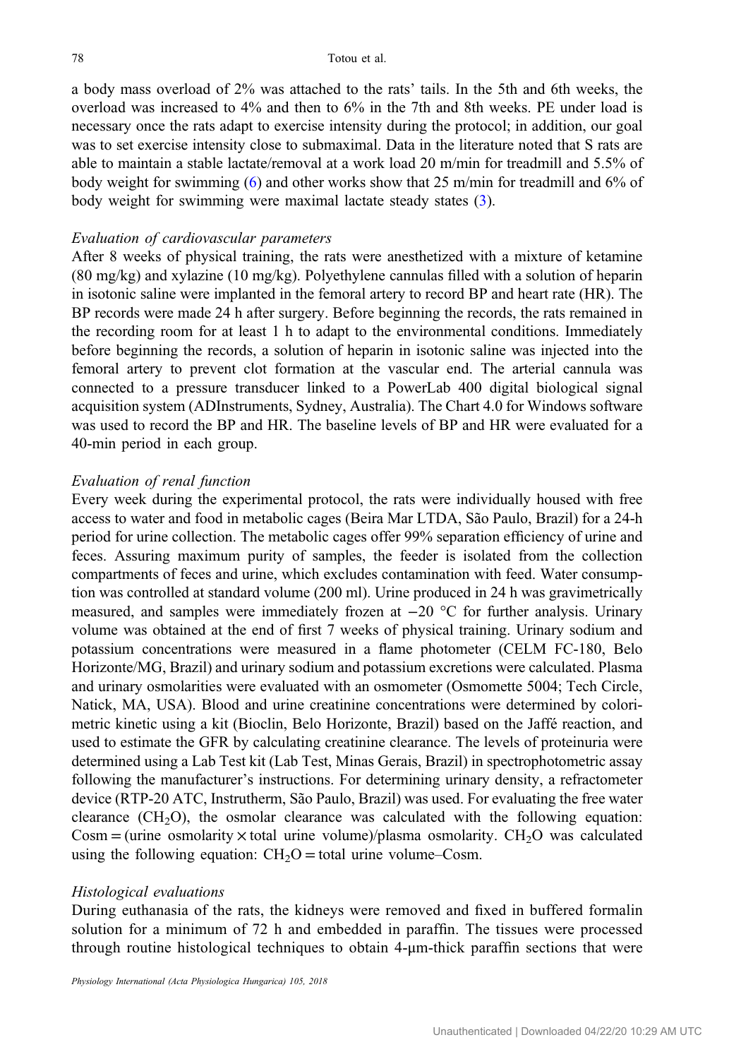a body mass overload of 2% was attached to the rats' tails. In the 5th and 6th weeks, the overload was increased to 4% and then to 6% in the 7th and 8th weeks. PE under load is necessary once the rats adapt to exercise intensity during the protocol; in addition, our goal was to set exercise intensity close to submaximal. Data in the literature noted that S rats are able to maintain a stable lactate/removal at a work load 20 m/min for treadmill and 5.5% of body weight for swimming (6) and other works show that 25 m/min for treadmill and 6% of body weight for swimming were maximal lactate steady states (3).

*Evaluation of cardiovascular parameters*

After 8 weeks of physical training, the rats were anesthetized with a mixture of ketamine (80 mg/kg) and xylazine (10 mg/kg). Polyethylene cannulas filled with a solution of heparin in isotonic saline were implanted in the femoral artery to record BP and heart rate (HR). The BP records were made 24 h after surgery. Before beginning the records, the rats remained in the recording room for at least 1 h to adapt to the environmental conditions. Immediately before beginning the records, a solution of heparin in isotonic saline was injected into the femoral artery to prevent clot formation at the vascular end. The arterial cannula was connected to a pressure transducer linked to a PowerLab 400 digital biological signal acquisition system (ADInstruments, Sydney, Australia). The Chart 4.0 for Windows software was used to record the BP and HR. The baseline levels of BP and HR were evaluated for a 40-min period in each group.

*Evaluation of renal function*

Every week during the experimental protocol, the rats were individually housed with free access to water and food in metabolic cages (Beira Mar LTDA, São Paulo, Brazil) for a 24-h period for urine collection. The metabolic cages offer 99% separation efficiency of urine and feces. Assuring maximum purity of samples, the feeder is isolated from the collection compartments of feces and urine, which excludes contamination with feed. Water consumption was controlled at standard volume (200 ml). Urine produced in 24 h was gravimetrically measured, and samples were immediately frozen at −20 °C for further analysis. Urinary volume was obtained at the end of first 7 weeks of physical training. Urinary sodium and potassium concentrations were measured in a flame photometer (CELM FC-180, Belo Horizonte/MG, Brazil) and urinary sodium and potassium excretions were calculated. Plasma and urinary osmolarities were evaluated with an osmometer (Osmomette 5004; Tech Circle, Natick, MA, USA). Blood and urine creatinine concentrations were determined by colorimetric kinetic using a kit (Bioclin, Belo Horizonte, Brazil) based on the Jaffé reaction, and used to estimate the GFR by calculating creatinine clearance. The levels of proteinuria were determined using a Lab Test kit (Lab Test, Minas Gerais, Brazil) in spectrophotometric assay following the manufacturer's instructions. For determining urinary density, a refractometer device (RTP-20 ATC, Instrutherm, São Paulo, Brazil) was used. For evaluating the free water clearance ($CH_2O$), the osmolar clearance was calculated with the following equation: $Cosm = (\text{urine osmolarity} \times \text{total urine volume})/\text{plasma osmolarity}$. $CH_2O$ was calculated using the following equation: $CH_2O = \text{total urine volume} - Cosm$.

*Histological evaluations*

During euthanasia of the rats, the kidneys were removed and fixed in buffered formalin solution for a minimum of 72 h and embedded in paraffin. The tissues were processed through routine histological techniques to obtain 4-μm-thick paraffin sections that were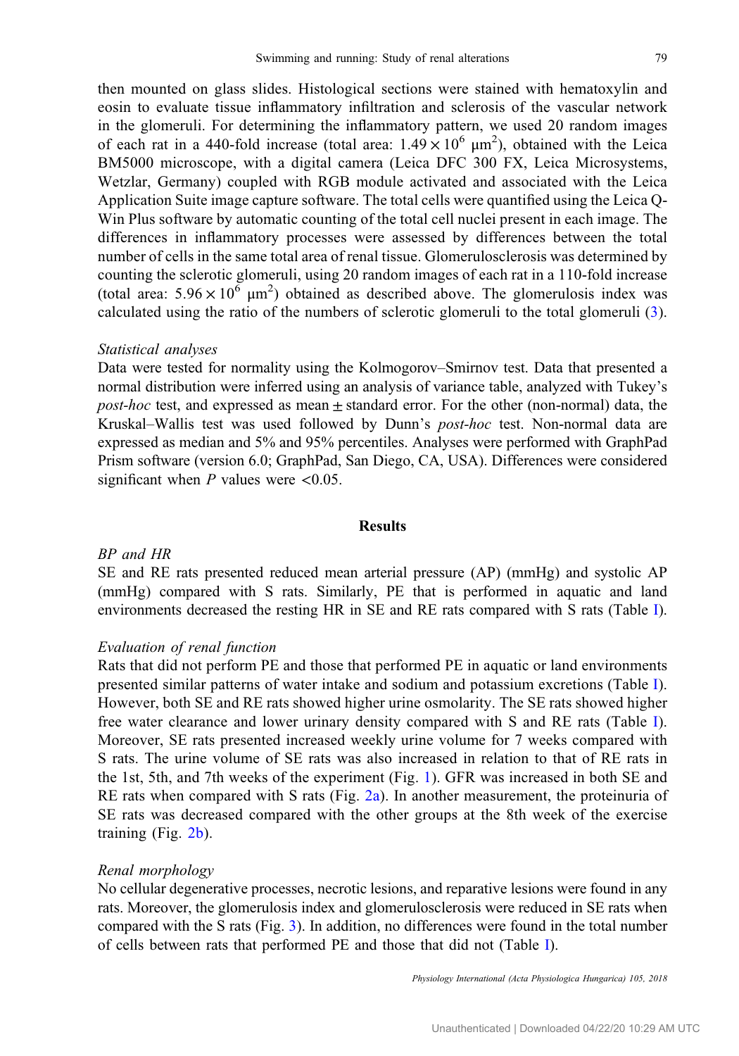then mounted on glass slides. Histological sections were stained with hematoxylin and eosin to evaluate tissue inflammatory infiltration and sclerosis of the vascular network in the glomeruli. For determining the inflammatory pattern, we used 20 random images of each rat in a 440-fold increase (total area: $1.49 \times 10^6$ μm$^2$), obtained with the Leica BM5000 microscope, with a digital camera (Leica DFC 300 FX, Leica Microsystems, Wetzlar, Germany) coupled with RGB module activated and associated with the Leica Application Suite image capture software. The total cells were quantified using the Leica Q-Win Plus software by automatic counting of the total cell nuclei present in each image. The differences in inflammatory processes were assessed by differences between the total number of cells in the same total area of renal tissue. Glomerulosclerosis was determined by counting the sclerotic glomeruli, using 20 random images of each rat in a 110-fold increase (total area: $5.96 \times 10^6$ μm$^2$) obtained as described above. The glomerulosis index was calculated using the ratio of the numbers of sclerotic glomeruli to the total glomeruli (3).

*Statistical analyses*

Data were tested for normality using the Kolmogorov–Smirnov test. Data that presented a normal distribution were inferred using an analysis of variance table, analyzed with Tukey's *post-hoc* test, and expressed as mean ± standard error. For the other (non-normal) data, the Kruskal–Wallis test was used followed by Dunn's *post-hoc* test. Non-normal data are expressed as median and 5% and 95% percentiles. Analyses were performed with GraphPad Prism software (version 6.0; GraphPad, San Diego, CA, USA). Differences were considered significant when $P$ values were <0.05.

## Results

*BP and HR*

SE and RE rats presented reduced mean arterial pressure (AP) (mmHg) and systolic AP (mmHg) compared with S rats. Similarly, PE that is performed in aquatic and land environments decreased the resting HR in SE and RE rats compared with S rats (Table I).

*Evaluation of renal function*

Rats that did not perform PE and those that performed PE in aquatic or land environments presented similar patterns of water intake and sodium and potassium excretions (Table I). However, both SE and RE rats showed higher urine osmolarity. The SE rats showed higher free water clearance and lower urinary density compared with S and RE rats (Table I). Moreover, SE rats presented increased weekly urine volume for 7 weeks compared with S rats. The urine volume of SE rats was also increased in relation to that of RE rats in the 1st, 5th, and 7th weeks of the experiment (Fig. 1). GFR was increased in both SE and RE rats when compared with S rats (Fig. 2a). In another measurement, the proteinuria of SE rats was decreased compared with the other groups at the 8th week of the exercise training (Fig. 2b).

*Renal morphology*

No cellular degenerative processes, necrotic lesions, and reparative lesions were found in any rats. Moreover, the glomerulosis index and glomerulosclerosis were reduced in SE rats when compared with the S rats (Fig. 3). In addition, no differences were found in the total number of cells between rats that performed PE and those that did not (Table I).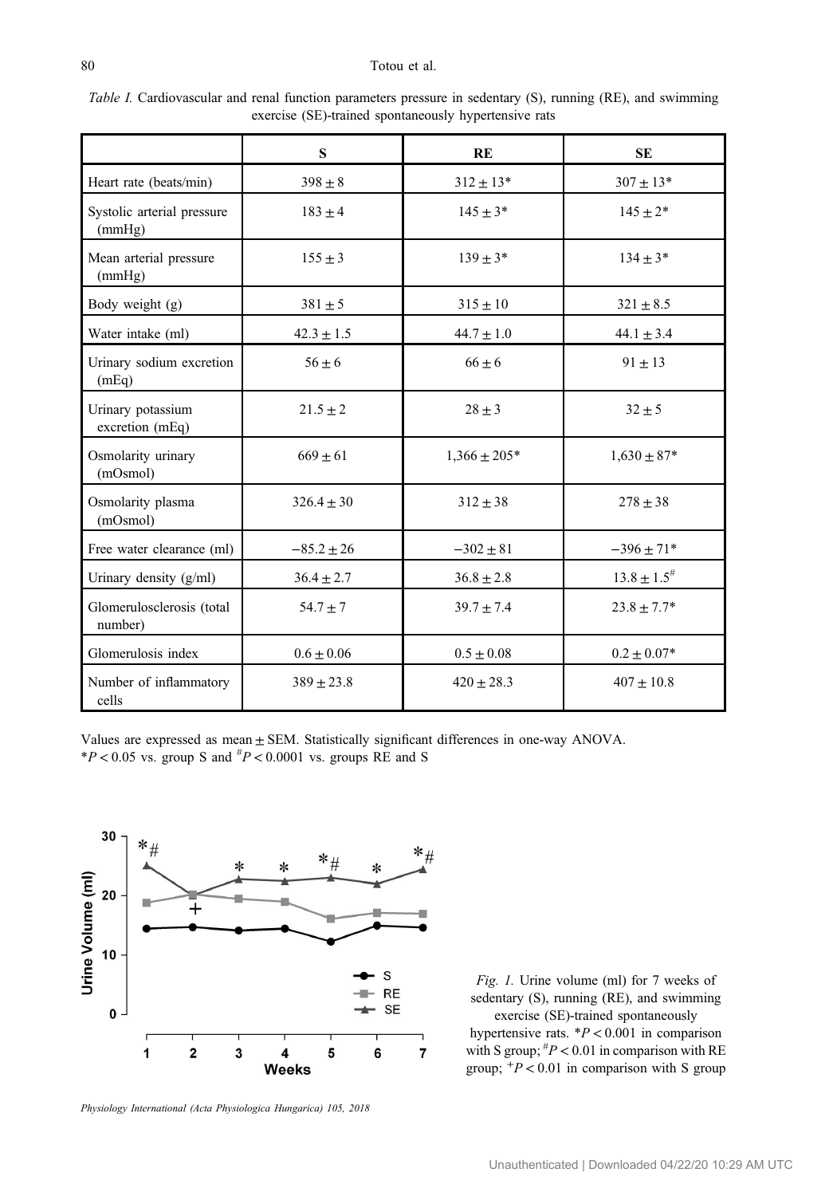*Table I.* Cardiovascular and renal function parameters pressure in sedentary (S), running (RE), and swimming exercise (SE)-trained spontaneously hypertensive rats

| | S | RE | SE |
|---|---|---|---|
| Heart rate (beats/min) | $398 \pm 8$ | $312 \pm 13$* | $307 \pm 13$* |
| Systolic arterial pressure (mmHg) | $183 \pm 4$ | $145 \pm 3$* | $145 \pm 2$* |
| Mean arterial pressure (mmHg) | $155 \pm 3$ | $139 \pm 3$* | $134 \pm 3$* |
| Body weight (g) | $381 \pm 5$ | $315 \pm 10$ | $321 \pm 8.5$ |
| Water intake (ml) | $42.3 \pm 1.5$ | $44.7 \pm 1.0$ | $44.1 \pm 3.4$ |
| Urinary sodium excretion (mEq) | $56 \pm 6$ | $66 \pm 6$ | $91 \pm 13$ |
| Urinary potassium excretion (mEq) | $21.5 \pm 2$ | $28 \pm 3$ | $32 \pm 5$ |
| Osmolarity urinary (mOsmol) | $669 \pm 61$ | $1,366 \pm 205$* | $1,630 \pm 87$* |
| Osmolarity plasma (mOsmol) | $326.4 \pm 30$ | $312 \pm 38$ | $278 \pm 38$ |
| Free water clearance (ml) | $-85.2 \pm 26$ | $-302 \pm 81$ | $-396 \pm 71$* |
| Urinary density (g/ml) | $36.4 \pm 2.7$ | $36.8 \pm 2.8$ | $13.8 \pm 1.5^{\#}$ |
| Glomerulosclerosis (total number) | $54.7 \pm 7$ | $39.7 \pm 7.4$ | $23.8 \pm 7.7$* |
| Glomerulosis index | $0.6 \pm 0.06$ | $0.5 \pm 0.08$ | $0.2 \pm 0.07$* |
| Number of inflammatory cells | $389 \pm 23.8$ | $420 \pm 28.3$ | $407 \pm 10.8$ |

Values are expressed as mean ± SEM. Statistically significant differences in one-way ANOVA.
*$P < 0.05$ vs. group S and $^{\#}P < 0.0001$ vs. groups RE and S

*Fig. 1.* Urine volume (ml) for 7 weeks of sedentary (S), running (RE), and swimming exercise (SE)-trained spontaneously hypertensive rats. *$P < 0.001$ in comparison with S group; $^{\#}P < 0.01$ in comparison with RE group; $^{+}P < 0.01$ in comparison with S group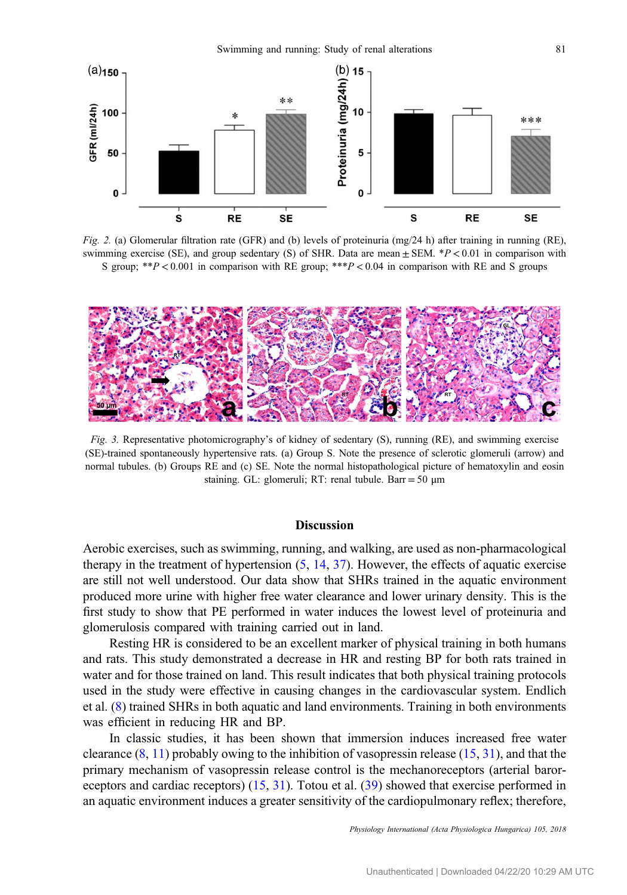Fig. 2. (a) Glomerular filtration rate (GFR) and (b) levels of proteinuria (mg/24 h) after training in running (RE), swimming exercise (SE), and group sedentary (S) of SHR. Data are mean ± SEM. *$P < 0.01$ in comparison with S group; **$P < 0.001$ in comparison with RE group; ***$P < 0.04$ in comparison with RE and S groups

Fig. 3. Representative photomicrography's of kidney of sedentary (S), running (RE), and swimming exercise (SE)-trained spontaneously hypertensive rats. (a) Group S. Note the presence of sclerotic glomeruli (arrow) and normal tubules. (b) Groups RE and (c) SE. Note the normal histopathological picture of hematoxylin and eosin staining. GL: glomeruli; RT: renal tubule. Barr = 50 μm

## Discussion

Aerobic exercises, such as swimming, running, and walking, are used as non-pharmacological therapy in the treatment of hypertension (5, 14, 37). However, the effects of aquatic exercise are still not well understood. Our data show that SHRs trained in the aquatic environment produced more urine with higher free water clearance and lower urinary density. This is the first study to show that PE performed in water induces the lowest level of proteinuria and glomerulosis compared with training carried out in land.

Resting HR is considered to be an excellent marker of physical training in both humans and rats. This study demonstrated a decrease in HR and resting BP for both rats trained in water and for those trained on land. This result indicates that both physical training protocols used in the study were effective in causing changes in the cardiovascular system. Endlich et al. (8) trained SHRs in both aquatic and land environments. Training in both environments was efficient in reducing HR and BP.

In classic studies, it has been shown that immersion induces increased free water clearance (8, 11) probably owing to the inhibition of vasopressin release (15, 31), and that the primary mechanism of vasopressin release control is the mechanoreceptors (arterial baroreceptors and cardiac receptors) (15, 31). Totou et al. (39) showed that exercise performed in an aquatic environment induces a greater sensitivity of the cardiopulmonary reflex; therefore,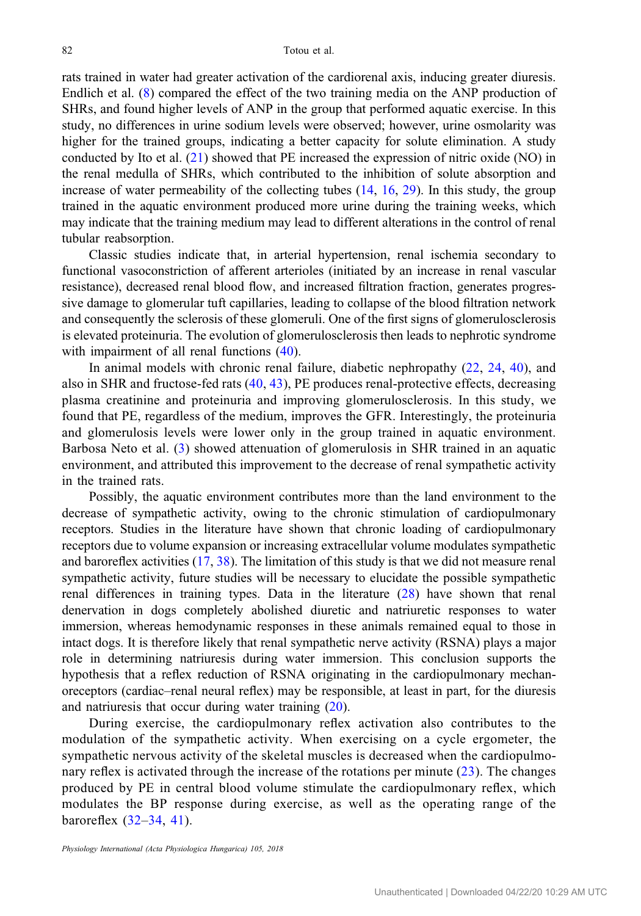rats trained in water had greater activation of the cardiorenal axis, inducing greater diuresis. Endlich et al. (8) compared the effect of the two training media on the ANP production of SHRs, and found higher levels of ANP in the group that performed aquatic exercise. In this study, no differences in urine sodium levels were observed; however, urine osmolarity was higher for the trained groups, indicating a better capacity for solute elimination. A study conducted by Ito et al. (21) showed that PE increased the expression of nitric oxide (NO) in the renal medulla of SHRs, which contributed to the inhibition of solute absorption and increase of water permeability of the collecting tubes (14, 16, 29). In this study, the group trained in the aquatic environment produced more urine during the training weeks, which may indicate that the training medium may lead to different alterations in the control of renal tubular reabsorption.

Classic studies indicate that, in arterial hypertension, renal ischemia secondary to functional vasoconstriction of afferent arterioles (initiated by an increase in renal vascular resistance), decreased renal blood flow, and increased filtration fraction, generates progressive damage to glomerular tuft capillaries, leading to collapse of the blood filtration network and consequently the sclerosis of these glomeruli. One of the first signs of glomerulosclerosis is elevated proteinuria. The evolution of glomerulosclerosis then leads to nephrotic syndrome with impairment of all renal functions (40).

In animal models with chronic renal failure, diabetic nephropathy (22, 24, 40), and also in SHR and fructose-fed rats (40, 43), PE produces renal-protective effects, decreasing plasma creatinine and proteinuria and improving glomerulosclerosis. In this study, we found that PE, regardless of the medium, improves the GFR. Interestingly, the proteinuria and glomerulosis levels were lower only in the group trained in aquatic environment. Barbosa Neto et al. (3) showed attenuation of glomerulosis in SHR trained in an aquatic environment, and attributed this improvement to the decrease of renal sympathetic activity in the trained rats.

Possibly, the aquatic environment contributes more than the land environment to the decrease of sympathetic activity, owing to the chronic stimulation of cardiopulmonary receptors. Studies in the literature have shown that chronic loading of cardiopulmonary receptors due to volume expansion or increasing extracellular volume modulates sympathetic and baroreflex activities (17, 38). The limitation of this study is that we did not measure renal sympathetic activity, future studies will be necessary to elucidate the possible sympathetic renal differences in training types. Data in the literature (28) have shown that renal denervation in dogs completely abolished diuretic and natriuretic responses to water immersion, whereas hemodynamic responses in these animals remained equal to those in intact dogs. It is therefore likely that renal sympathetic nerve activity (RSNA) plays a major role in determining natriuresis during water immersion. This conclusion supports the hypothesis that a reflex reduction of RSNA originating in the cardiopulmonary mechanoreceptors (cardiac–renal neural reflex) may be responsible, at least in part, for the diuresis and natriuresis that occur during water training (20).

During exercise, the cardiopulmonary reflex activation also contributes to the modulation of the sympathetic activity. When exercising on a cycle ergometer, the sympathetic nervous activity of the skeletal muscles is decreased when the cardiopulmonary reflex is activated through the increase of the rotations per minute (23). The changes produced by PE in central blood volume stimulate the cardiopulmonary reflex, which modulates the BP response during exercise, as well as the operating range of the baroreflex (32–34, 41).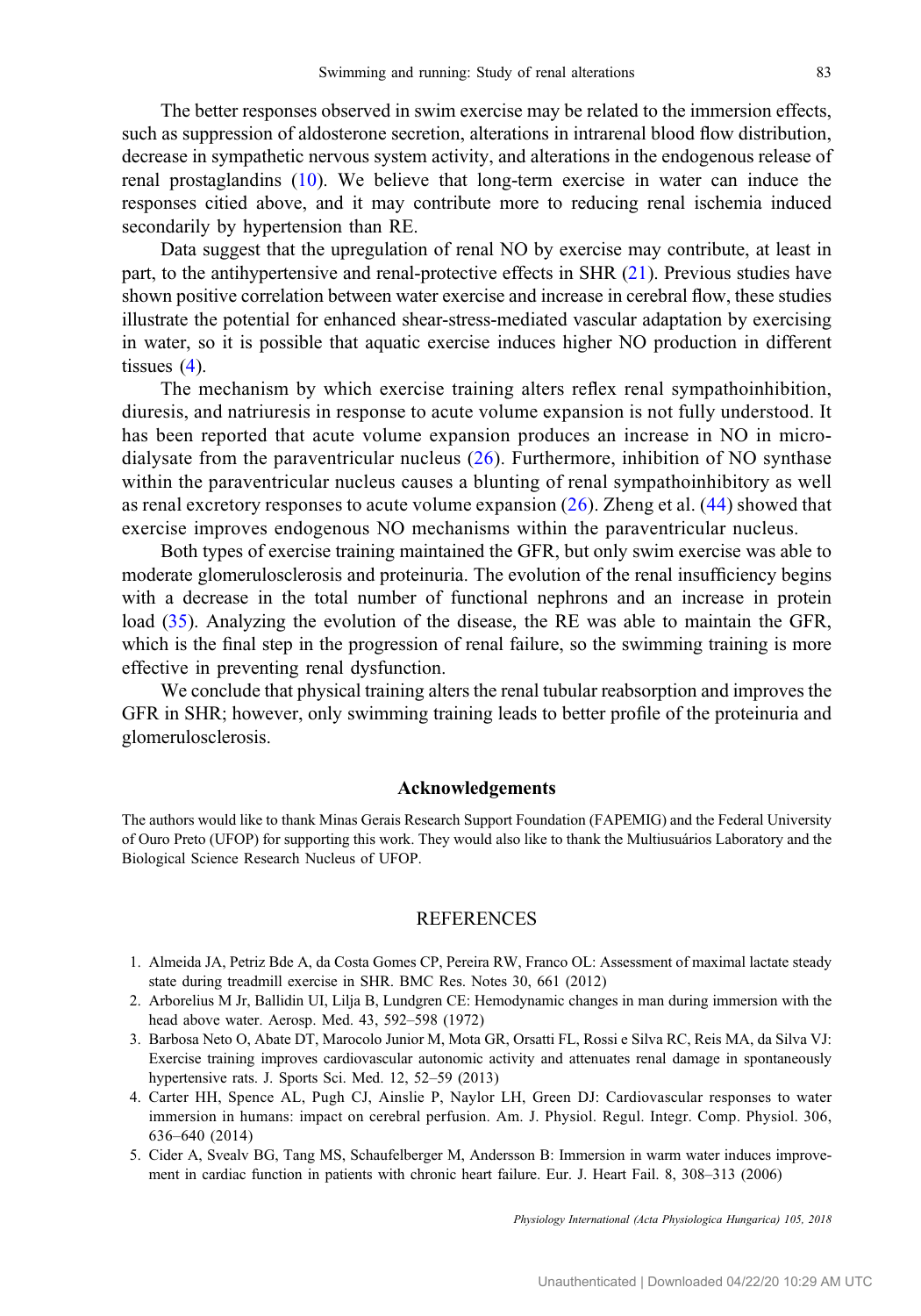The better responses observed in swim exercise may be related to the immersion effects, such as suppression of aldosterone secretion, alterations in intrarenal blood flow distribution, decrease in sympathetic nervous system activity, and alterations in the endogenous release of renal prostaglandins (10). We believe that long-term exercise in water can induce the responses citied above, and it may contribute more to reducing renal ischemia induced secondarily by hypertension than RE.

Data suggest that the upregulation of renal NO by exercise may contribute, at least in part, to the antihypertensive and renal-protective effects in SHR (21). Previous studies have shown positive correlation between water exercise and increase in cerebral flow, these studies illustrate the potential for enhanced shear-stress-mediated vascular adaptation by exercising in water, so it is possible that aquatic exercise induces higher NO production in different tissues (4).

The mechanism by which exercise training alters reflex renal sympathoinhibition, diuresis, and natriuresis in response to acute volume expansion is not fully understood. It has been reported that acute volume expansion produces an increase in NO in microdialysate from the paraventricular nucleus (26). Furthermore, inhibition of NO synthase within the paraventricular nucleus causes a blunting of renal sympathoinhibitory as well as renal excretory responses to acute volume expansion (26). Zheng et al. (44) showed that exercise improves endogenous NO mechanisms within the paraventricular nucleus.

Both types of exercise training maintained the GFR, but only swim exercise was able to moderate glomerulosclerosis and proteinuria. The evolution of the renal insufficiency begins with a decrease in the total number of functional nephrons and an increase in protein load (35). Analyzing the evolution of the disease, the RE was able to maintain the GFR, which is the final step in the progression of renal failure, so the swimming training is more effective in preventing renal dysfunction.

We conclude that physical training alters the renal tubular reabsorption and improves the GFR in SHR; however, only swimming training leads to better profile of the proteinuria and glomerulosclerosis.

## Acknowledgements

The authors would like to thank Minas Gerais Research Support Foundation (FAPEMIG) and the Federal University of Ouro Preto (UFOP) for supporting this work. They would also like to thank the Multiusuários Laboratory and the Biological Science Research Nucleus of UFOP.

## REFERENCES

1. Almeida JA, Petriz Bde A, da Costa Gomes CP, Pereira RW, Franco OL: Assessment of maximal lactate steady state during treadmill exercise in SHR. BMC Res. Notes 30, 661 (2012)
2. Arborelius M Jr, Ballidin UI, Lilja B, Lundgren CE: Hemodynamic changes in man during immersion with the head above water. Aerosp. Med. 43, 592–598 (1972)
3. Barbosa Neto O, Abate DT, Marocolo Junior M, Mota GR, Orsatti FL, Rossi e Silva RC, Reis MA, da Silva VJ: Exercise training improves cardiovascular autonomic activity and attenuates renal damage in spontaneously hypertensive rats. J. Sports Sci. Med. 12, 52–59 (2013)
4. Carter HH, Spence AL, Pugh CJ, Ainslie P, Naylor LH, Green DJ: Cardiovascular responses to water immersion in humans: impact on cerebral perfusion. Am. J. Physiol. Regul. Integr. Comp. Physiol. 306, 636–640 (2014)
5. Cider A, Svealv BG, Tang MS, Schaufelberger M, Andersson B: Immersion in warm water induces improvement in cardiac function in patients with chronic heart failure. Eur. J. Heart Fail. 8, 308–313 (2006)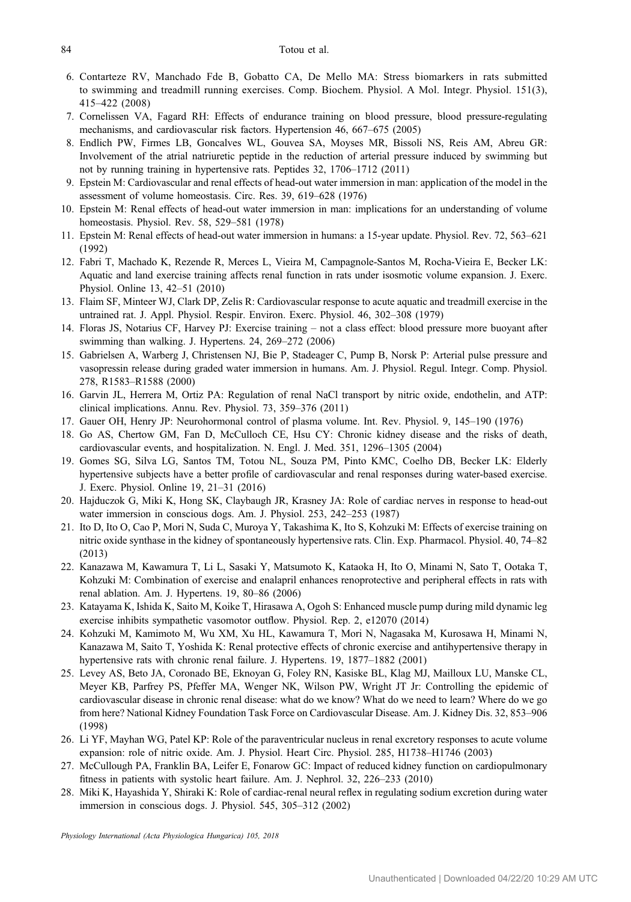6. Contarteze RV, Manchado Fde B, Gobatto CA, De Mello MA: Stress biomarkers in rats submitted to swimming and treadmill running exercises. Comp. Biochem. Physiol. A Mol. Integr. Physiol. 151(3), 415–422 (2008)
7. Cornelissen VA, Fagard RH: Effects of endurance training on blood pressure, blood pressure-regulating mechanisms, and cardiovascular risk factors. Hypertension 46, 667–675 (2005)
8. Endlich PW, Firmes LB, Goncalves WL, Gouvea SA, Moyses MR, Bissoli NS, Reis AM, Abreu GR: Involvement of the atrial natriuretic peptide in the reduction of arterial pressure induced by swimming but not by running training in hypertensive rats. Peptides 32, 1706–1712 (2011)
9. Epstein M: Cardiovascular and renal effects of head-out water immersion in man: application of the model in the assessment of volume homeostasis. Circ. Res. 39, 619–628 (1976)
10. Epstein M: Renal effects of head-out water immersion in man: implications for an understanding of volume homeostasis. Physiol. Rev. 58, 529–581 (1978)
11. Epstein M: Renal effects of head-out water immersion in humans: a 15-year update. Physiol. Rev. 72, 563–621 (1992)
12. Fabri T, Machado K, Rezende R, Merces L, Vieira M, Campagnole-Santos M, Rocha-Vieira E, Becker LK: Aquatic and land exercise training affects renal function in rats under isosmotic volume expansion. J. Exerc. Physiol. Online 13, 42–51 (2010)
13. Flaim SF, Minteer WJ, Clark DP, Zelis R: Cardiovascular response to acute aquatic and treadmill exercise in the untrained rat. J. Appl. Physiol. Respir. Environ. Exerc. Physiol. 46, 302–308 (1979)
14. Floras JS, Notarius CF, Harvey PJ: Exercise training – not a class effect: blood pressure more buoyant after swimming than walking. J. Hypertens. 24, 269–272 (2006)
15. Gabrielsen A, Warberg J, Christensen NJ, Bie P, Stadeager C, Pump B, Norsk P: Arterial pulse pressure and vasopressin release during graded water immersion in humans. Am. J. Physiol. Regul. Integr. Comp. Physiol. 278, R1583–R1588 (2000)
16. Garvin JL, Herrera M, Ortiz PA: Regulation of renal NaCl transport by nitric oxide, endothelin, and ATP: clinical implications. Annu. Rev. Physiol. 73, 359–376 (2011)
17. Gauer OH, Henry JP: Neurohormonal control of plasma volume. Int. Rev. Physiol. 9, 145–190 (1976)
18. Go AS, Chertow GM, Fan D, McCulloch CE, Hsu CY: Chronic kidney disease and the risks of death, cardiovascular events, and hospitalization. N. Engl. J. Med. 351, 1296–1305 (2004)
19. Gomes SG, Silva LG, Santos TM, Totou NL, Souza PM, Pinto KMC, Coelho DB, Becker LK: Elderly hypertensive subjects have a better profile of cardiovascular and renal responses during water-based exercise. J. Exerc. Physiol. Online 19, 21–31 (2016)
20. Hajduczok G, Miki K, Hong SK, Claybaugh JR, Krasney JA: Role of cardiac nerves in response to head-out water immersion in conscious dogs. Am. J. Physiol. 253, 242–253 (1987)
21. Ito D, Ito O, Cao P, Mori N, Suda C, Muroya Y, Takashima K, Ito S, Kohzuki M: Effects of exercise training on nitric oxide synthase in the kidney of spontaneously hypertensive rats. Clin. Exp. Pharmacol. Physiol. 40, 74–82 (2013)
22. Kanazawa M, Kawamura T, Li L, Sasaki Y, Matsumoto K, Kataoka H, Ito O, Minami N, Sato T, Ootaka T, Kohzuki M: Combination of exercise and enalapril enhances renoprotective and peripheral effects in rats with renal ablation. Am. J. Hypertens. 19, 80–86 (2006)
23. Katayama K, Ishida K, Saito M, Koike T, Hirasawa A, Ogoh S: Enhanced muscle pump during mild dynamic leg exercise inhibits sympathetic vasomotor outflow. Physiol. Rep. 2, e12070 (2014)
24. Kohzuki M, Kamimoto M, Wu XM, Xu HL, Kawamura T, Mori N, Nagasaka M, Kurosawa H, Minami N, Kanazawa M, Saito T, Yoshida K: Renal protective effects of chronic exercise and antihypertensive therapy in hypertensive rats with chronic renal failure. J. Hypertens. 19, 1877–1882 (2001)
25. Levey AS, Beto JA, Coronado BE, Eknoyan G, Foley RN, Kasiske BL, Klag MJ, Mailloux LU, Manske CL, Meyer KB, Parfrey PS, Pfeffer MA, Wenger NK, Wilson PW, Wright JT Jr: Controlling the epidemic of cardiovascular disease in chronic renal disease: what do we know? What do we need to learn? Where do we go from here? National Kidney Foundation Task Force on Cardiovascular Disease. Am. J. Kidney Dis. 32, 853–906 (1998)
26. Li YF, Mayhan WG, Patel KP: Role of the paraventricular nucleus in renal excretory responses to acute volume expansion: role of nitric oxide. Am. J. Physiol. Heart Circ. Physiol. 285, H1738–H1746 (2003)
27. McCullough PA, Franklin BA, Leifer E, Fonarow GC: Impact of reduced kidney function on cardiopulmonary fitness in patients with systolic heart failure. Am. J. Nephrol. 32, 226–233 (2010)
28. Miki K, Hayashida Y, Shiraki K: Role of cardiac-renal neural reflex in regulating sodium excretion during water immersion in conscious dogs. J. Physiol. 545, 305–312 (2002)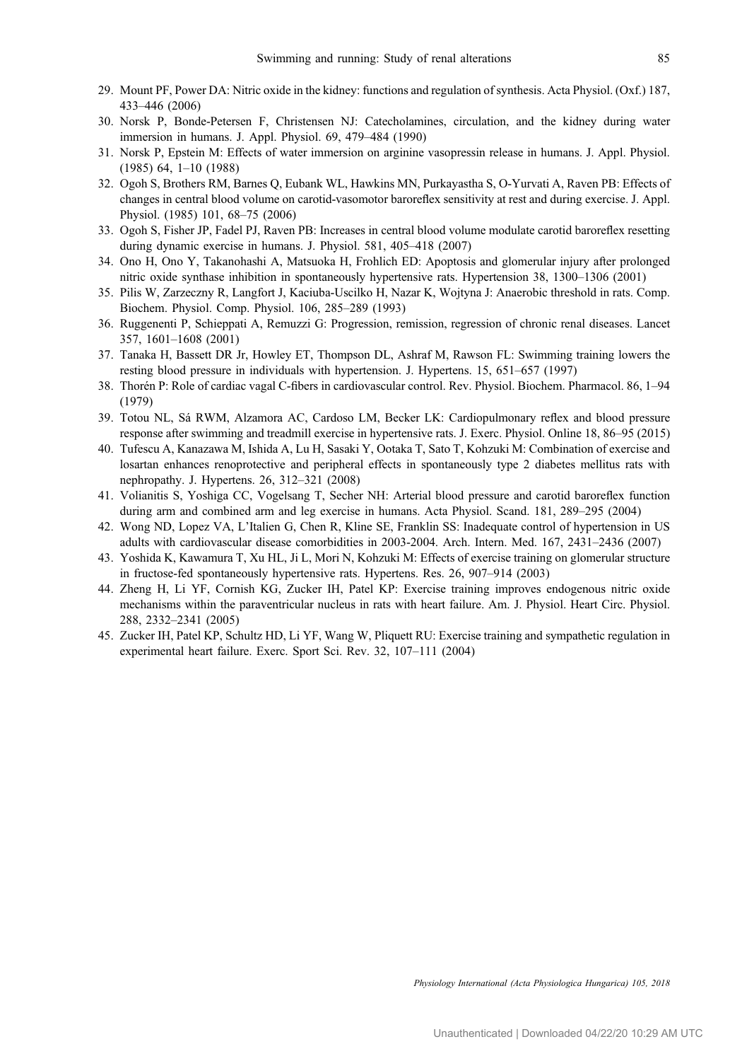29. Mount PF, Power DA: Nitric oxide in the kidney: functions and regulation of synthesis. Acta Physiol. (Oxf.) 187, 433–446 (2006)
30. Norsk P, Bonde-Petersen F, Christensen NJ: Catecholamines, circulation, and the kidney during water immersion in humans. J. Appl. Physiol. 69, 479–484 (1990)
31. Norsk P, Epstein M: Effects of water immersion on arginine vasopressin release in humans. J. Appl. Physiol. (1985) 64, 1–10 (1988)
32. Ogoh S, Brothers RM, Barnes Q, Eubank WL, Hawkins MN, Purkayastha S, O-Yurvati A, Raven PB: Effects of changes in central blood volume on carotid-vasomotor baroreflex sensitivity at rest and during exercise. J. Appl. Physiol. (1985) 101, 68–75 (2006)
33. Ogoh S, Fisher JP, Fadel PJ, Raven PB: Increases in central blood volume modulate carotid baroreflex resetting during dynamic exercise in humans. J. Physiol. 581, 405–418 (2007)
34. Ono H, Ono Y, Takanohashi A, Matsuoka H, Frohlich ED: Apoptosis and glomerular injury after prolonged nitric oxide synthase inhibition in spontaneously hypertensive rats. Hypertension 38, 1300–1306 (2001)
35. Pilis W, Zarzeczny R, Langfort J, Kaciuba-Uscilko H, Nazar K, Wojtyna J: Anaerobic threshold in rats. Comp. Biochem. Physiol. Comp. Physiol. 106, 285–289 (1993)
36. Ruggenenti P, Schieppati A, Remuzzi G: Progression, remission, regression of chronic renal diseases. Lancet 357, 1601–1608 (2001)
37. Tanaka H, Bassett DR Jr, Howley ET, Thompson DL, Ashraf M, Rawson FL: Swimming training lowers the resting blood pressure in individuals with hypertension. J. Hypertens. 15, 651–657 (1997)
38. Thorén P: Role of cardiac vagal C-fibers in cardiovascular control. Rev. Physiol. Biochem. Pharmacol. 86, 1–94 (1979)
39. Totou NL, Sá RWM, Alzamora AC, Cardoso LM, Becker LK: Cardiopulmonary reflex and blood pressure response after swimming and treadmill exercise in hypertensive rats. J. Exerc. Physiol. Online 18, 86–95 (2015)
40. Tufescu A, Kanazawa M, Ishida A, Lu H, Sasaki Y, Ootaka T, Sato T, Kohzuki M: Combination of exercise and losartan enhances renoprotective and peripheral effects in spontaneously type 2 diabetes mellitus rats with nephropathy. J. Hypertens. 26, 312–321 (2008)
41. Volianitis S, Yoshiga CC, Vogelsang T, Secher NH: Arterial blood pressure and carotid baroreflex function during arm and combined arm and leg exercise in humans. Acta Physiol. Scand. 181, 289–295 (2004)
42. Wong ND, Lopez VA, L'Italien G, Chen R, Kline SE, Franklin SS: Inadequate control of hypertension in US adults with cardiovascular disease comorbidities in 2003-2004. Arch. Intern. Med. 167, 2431–2436 (2007)
43. Yoshida K, Kawamura T, Xu HL, Ji L, Mori N, Kohzuki M: Effects of exercise training on glomerular structure in fructose-fed spontaneously hypertensive rats. Hypertens. Res. 26, 907–914 (2003)
44. Zheng H, Li YF, Cornish KG, Zucker IH, Patel KP: Exercise training improves endogenous nitric oxide mechanisms within the paraventricular nucleus in rats with heart failure. Am. J. Physiol. Heart Circ. Physiol. 288, 2332–2341 (2005)
45. Zucker IH, Patel KP, Schultz HD, Li YF, Wang W, Pliquett RU: Exercise training and sympathetic regulation in experimental heart failure. Exerc. Sport Sci. Rev. 32, 107–111 (2004)